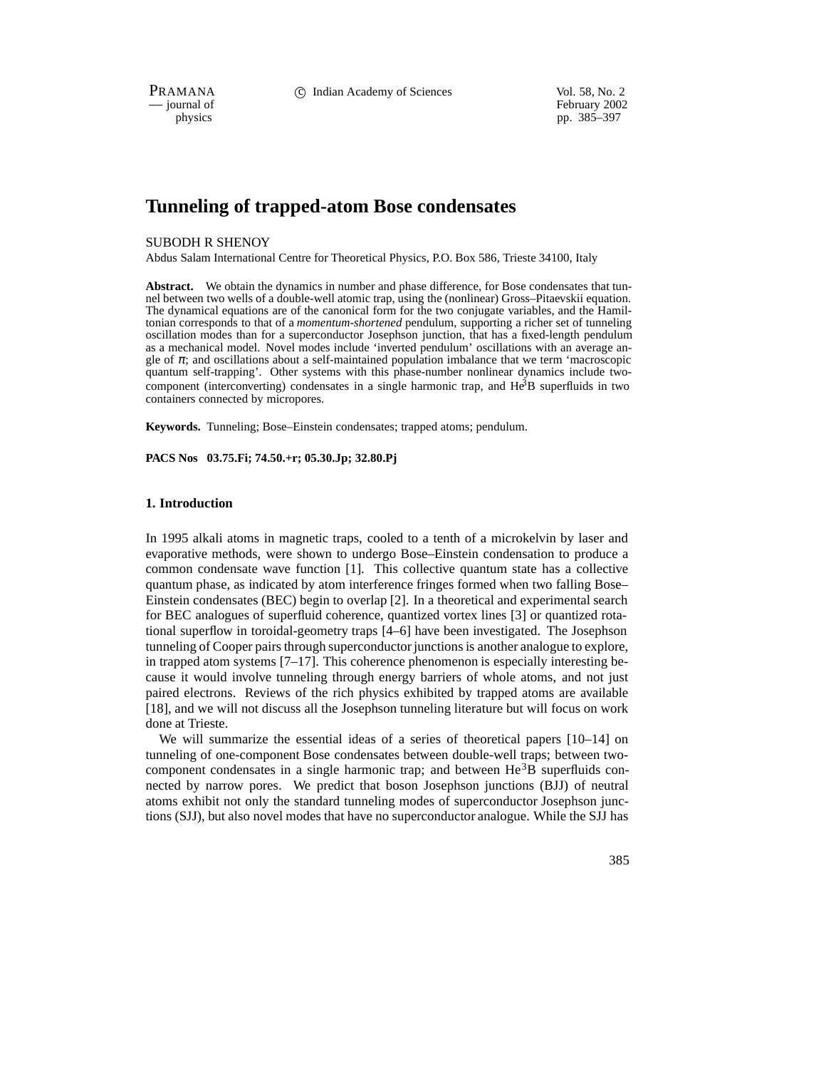# Tunneling of trapped-atom Bose condensates

SUBODH R SHENOY

Abdus Salam International Centre for Theoretical Physics, P.O. Box 586, Trieste 34100, Italy

**Abstract.** We obtain the dynamics in number and phase difference, for Bose condensates that tunnel between two wells of a double-well atomic trap, using the (nonlinear) Gross–Pitaevskii equation. The dynamical equations are of the canonical form for the two conjugate variables, and the Hamiltonian corresponds to that of a *momentum-shortened* pendulum, supporting a richer set of tunneling oscillation modes than for a superconductor Josephson junction, that has a fixed-length pendulum as a mechanical model. Novel modes include 'inverted pendulum' oscillations with an average angle of $\pi$; and oscillations about a self-maintained population imbalance that we term 'macroscopic quantum self-trapping'. Other systems with this phase-number nonlinear dynamics include two-component (interconverting) condensates in a single harmonic trap, and $He^3B$ superfluids in two containers connected by micropores.

**Keywords.** Tunneling; Bose–Einstein condensates; trapped atoms; pendulum.

**PACS Nos 03.75.Fi; 74.50.+r; 05.30.Jp; 32.80.Pj**

## 1. Introduction

In 1995 alkali atoms in magnetic traps, cooled to a tenth of a microkelvin by laser and evaporative methods, were shown to undergo Bose–Einstein condensation to produce a common condensate wave function [1]. This collective quantum state has a collective quantum phase, as indicated by atom interference fringes formed when two falling Bose–Einstein condensates (BEC) begin to overlap [2]. In a theoretical and experimental search for BEC analogues of superfluid coherence, quantized vortex lines [3] or quantized rotational superflow in toroidal-geometry traps [4–6] have been investigated. The Josephson tunneling of Cooper pairs through superconductor junctions is another analogue to explore, in trapped atom systems [7–17]. This coherence phenomenon is especially interesting because it would involve tunneling through energy barriers of whole atoms, and not just paired electrons. Reviews of the rich physics exhibited by trapped atoms are available [18], and we will not discuss all the Josephson tunneling literature but will focus on work done at Trieste.

We will summarize the essential ideas of a series of theoretical papers [10–14] on tunneling of one-component Bose condensates between double-well traps; between two-component condensates in a single harmonic trap; and between $He^3B$ superfluids connected by narrow pores. We predict that boson Josephson junctions (BJJ) of neutral atoms exhibit not only the standard tunneling modes of superconductor Josephson junctions (SJJ), but also novel modes that have no superconductor analogue. While the SJJ has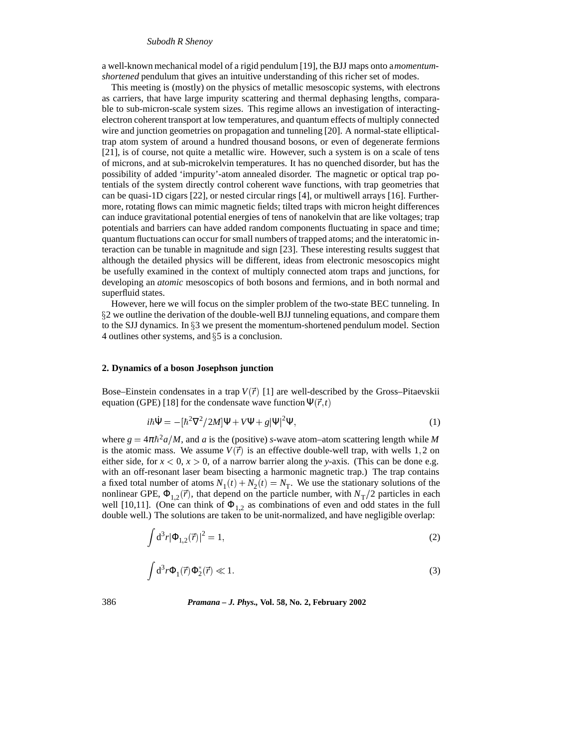a well-known mechanical model of a rigid pendulum [19], the BJJ maps onto a *momentum-shortened* pendulum that gives an intuitive understanding of this richer set of modes.

This meeting is (mostly) on the physics of metallic mesoscopic systems, with electrons as carriers, that have large impurity scattering and thermal dephasing lengths, comparable to sub-micron-scale system sizes. This regime allows an investigation of interacting-electron coherent transport at low temperatures, and quantum effects of multiply connected wire and junction geometries on propagation and tunneling [20]. A normal-state elliptical-trap atom system of around a hundred thousand bosons, or even of degenerate fermions [21], is of course, not quite a metallic wire. However, such a system is on a scale of tens of microns, and at sub-microkelvin temperatures. It has no quenched disorder, but has the possibility of added 'impurity'-atom annealed disorder. The magnetic or optical trap potentials of the system directly control coherent wave functions, with trap geometries that can be quasi-1D cigars [22], or nested circular rings [4], or multiwell arrays [16]. Furthermore, rotating flows can mimic magnetic fields; tilted traps with micron height differences can induce gravitational potential energies of tens of nanokelvin that are like voltages; trap potentials and barriers can have added random components fluctuating in space and time; quantum fluctuations can occur for small numbers of trapped atoms; and the interatomic interaction can be tunable in magnitude and sign [23]. These interesting results suggest that although the detailed physics will be different, ideas from electronic mesoscopics might be usefully examined in the context of multiply connected atom traps and junctions, for developing an *atomic* mesoscopics of both bosons and fermions, and in both normal and superfluid states.

However, here we will focus on the simpler problem of the two-state BEC tunneling. In §2 we outline the derivation of the double-well BJJ tunneling equations, and compare them to the SJJ dynamics. In §3 we present the momentum-shortened pendulum model. Section 4 outlines other systems, and §5 is a conclusion.

## 2. Dynamics of a boson Josephson junction

Bose–Einstein condensates in a trap $V(\vec{r})$ [1] are well-described by the Gross–Pitaevskii equation (GPE) [18] for the condensate wave function $\Psi(\vec{r},t)$

$$i\hbar\dot{\Psi} = -[\hbar^2\nabla^2/2M]\Psi + V\Psi + g|\Psi|^2\Psi, \tag{1}$$

where $g = 4\pi\hbar^2 a/M$, and $a$ is the (positive) $s$-wave atom–atom scattering length while $M$ is the atomic mass. We assume $V(\vec{r})$ is an effective double-well trap, with wells $1,2$ on either side, for $x<0$, $x>0$, of a narrow barrier along the $y$-axis. (This can be done e.g. with an off-resonant laser beam bisecting a harmonic magnetic trap.) The trap contains a fixed total number of atoms $N_1(t)+N_2(t) = N_{\mathrm{T}}$. We use the stationary solutions of the nonlinear GPE, $\Phi_{1,2}(\vec{r})$, that depend on the particle number, with $N_{\mathrm{T}}/2$ particles in each well [10,11]. (One can think of $\Phi_{1,2}$ as combinations of even and odd states in the full double well.) The solutions are taken to be unit-normalized, and have negligible overlap:

$$\int \mathrm{d}^3 r |\Phi_{1,2}(\vec{r})|^2 = 1, \tag{2}$$

$$\int \mathrm{d}^3 r \Phi_1(\vec{r})\Phi_2^*(\vec{r}) \ll 1. \tag{3}$$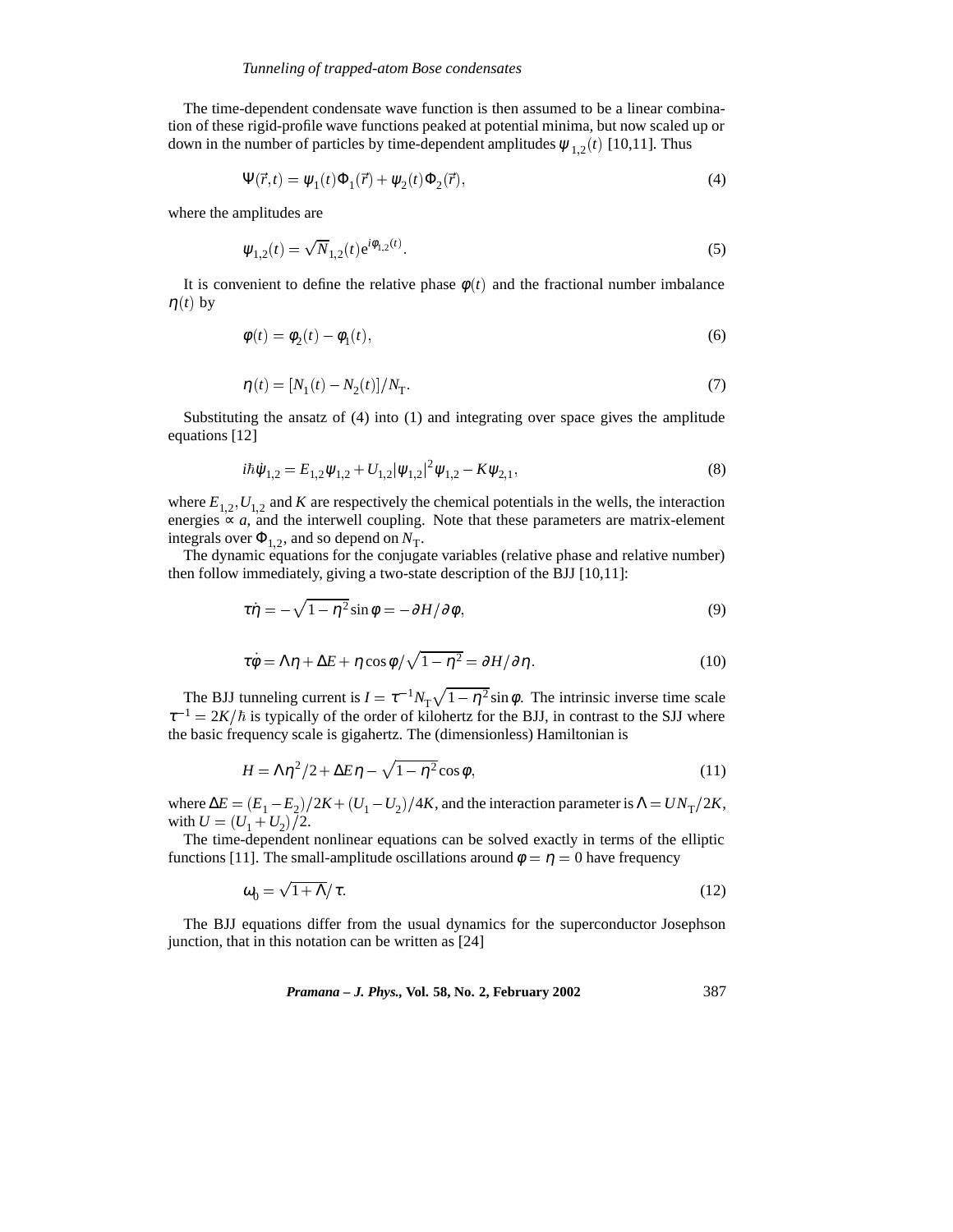The time-dependent condensate wave function is then assumed to be a linear combination of these rigid-profile wave functions peaked at potential minima, but now scaled up or down in the number of particles by time-dependent amplitudes $\psi_{1,2}(t)$ [10,11]. Thus

$$\Psi(\vec{r},t) = \psi_1(t)\Phi_1(\vec{r}) + \psi_2(t)\Phi_2(\vec{r}), \tag{4}$$

where the amplitudes are

$$\psi_{1,2}(t) = \sqrt{N}_{1,2}(t)\mathrm{e}^{i\phi_{1,2}(t)}. \tag{5}$$

It is convenient to define the relative phase $\phi(t)$ and the fractional number imbalance $\eta(t)$ by

$$\phi(t) = \phi_2(t) - \phi_1(t), \tag{6}$$

$$\eta(t) = [N_1(t) - N_2(t)]/N_{\mathrm{T}}. \tag{7}$$

Substituting the ansatz of (4) into (1) and integrating over space gives the amplitude equations [12]

$$i\hbar\dot{\psi}_{1,2} = E_{1,2}\psi_{1,2} + U_{1,2}|\psi_{1,2}|^2\psi_{1,2} - K\psi_{2,1}, \tag{8}$$

where $E_{1,2}, U_{1,2}$ and $K$ are respectively the chemical potentials in the wells, the interaction energies $\propto a$, and the interwell coupling. Note that these parameters are matrix-element integrals over $\Phi_{1,2}$, and so depend on $N_{\mathrm{T}}$.

The dynamic equations for the conjugate variables (relative phase and relative number) then follow immediately, giving a two-state description of the BJJ [10,11]:

$$\tau\dot{\eta} = -\sqrt{1-\eta^2}\sin\phi = -\partial H/\partial\phi, \tag{9}$$

$$\tau\dot{\phi} = \Lambda\eta + \Delta E + \eta\cos\phi/\sqrt{1-\eta^2} = \partial H/\partial\eta. \tag{10}$$

The BJJ tunneling current is $I = \tau^{-1}N_{\mathrm{T}}\sqrt{1-\eta^2}\sin\phi$. The intrinsic inverse time scale $\tau^{-1} = 2K/\hbar$ is typically of the order of kilohertz for the BJJ, in contrast to the SJJ where the basic frequency scale is gigahertz. The (dimensionless) Hamiltonian is

$$H = \Lambda\eta^2/2 + \Delta E\eta - \sqrt{1-\eta^2}\cos\phi, \tag{11}$$

where $\Delta E = (E_1 - E_2)/2K + (U_1 - U_2)/4K$, and the interaction parameter is $\Lambda = UN_{\mathrm{T}}/2K$, with $U = (U_1 + U_2)/2$.

The time-dependent nonlinear equations can be solved exactly in terms of the elliptic functions [11]. The small-amplitude oscillations around $\phi = \eta = 0$ have frequency

$$\omega_0 = \sqrt{1+\Lambda}/\tau. \tag{12}$$

The BJJ equations differ from the usual dynamics for the superconductor Josephson junction, that in this notation can be written as [24]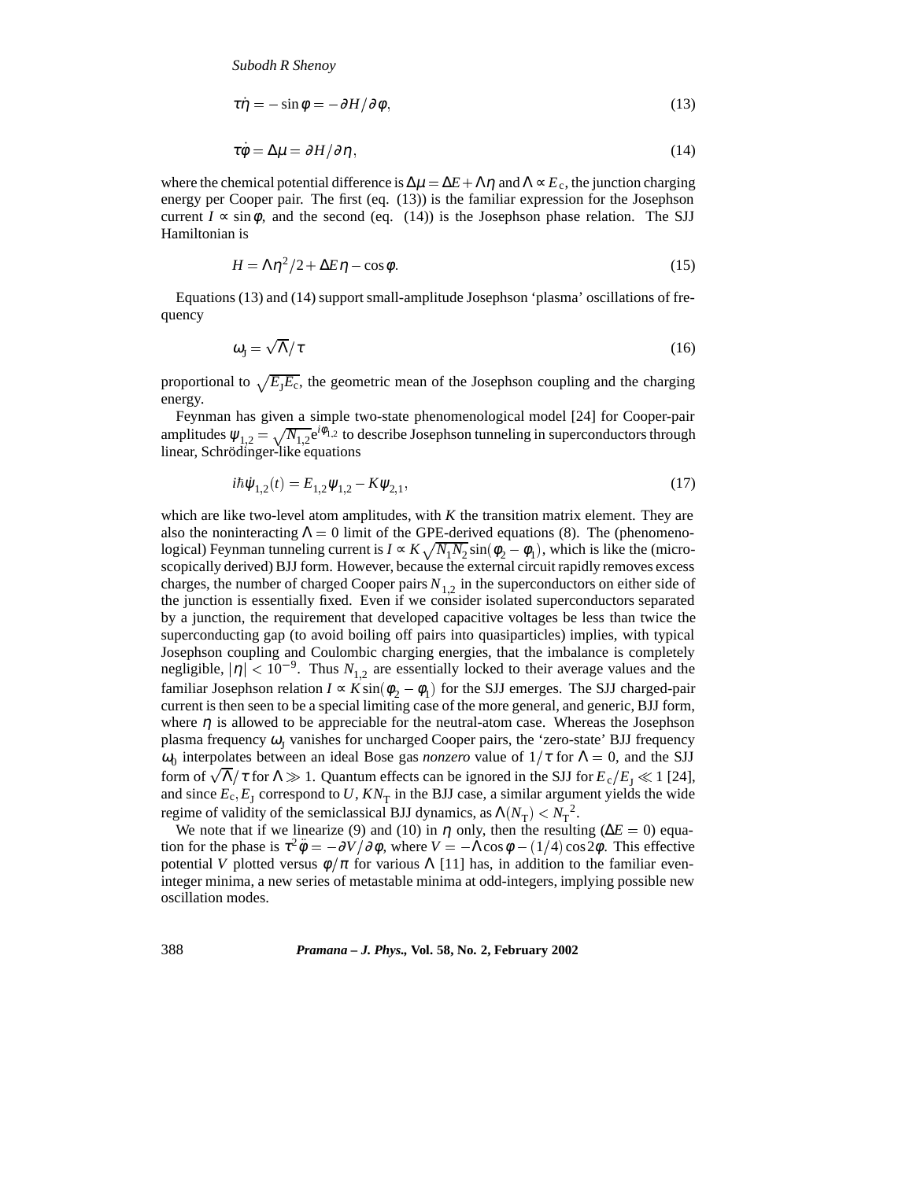$$\tau\dot{\eta} = -\sin\phi = -\partial H/\partial\phi, \tag{13}$$

$$\tau\dot{\phi} = \Delta\mu = \partial H/\partial\eta, \tag{14}$$

where the chemical potential difference is $\Delta\mu = \Delta E + \Lambda\eta$ and $\Lambda \propto E_c$, the junction charging energy per Cooper pair. The first (eq. (13)) is the familiar expression for the Josephson current $I \propto \sin\phi$, and the second (eq. (14)) is the Josephson phase relation. The SJJ Hamiltonian is

$$H = \Lambda\eta^2/2 + \Delta E\eta - \cos\phi. \tag{15}$$

Equations (13) and (14) support small-amplitude Josephson 'plasma' oscillations of frequency

$$\omega_J = \sqrt{\Lambda}/\tau \tag{16}$$

proportional to $\sqrt{E_J E_c}$, the geometric mean of the Josephson coupling and the charging energy.

Feynman has given a simple two-state phenomenological model [24] for Cooper-pair amplitudes $\psi_{1,2} = \sqrt{N_{1,2}}e^{i\phi_{1,2}}$ to describe Josephson tunneling in superconductors through linear, Schrödinger-like equations

$$i\hbar\dot{\psi}_{1,2}(t) = E_{1,2}\psi_{1,2} - K\psi_{2,1}, \tag{17}$$

which are like two-level atom amplitudes, with $K$ the transition matrix element. They are also the noninteracting $\Lambda = 0$ limit of the GPE-derived equations (8). The (phenomenological) Feynman tunneling current is $I \propto K\sqrt{N_1 N_2}\sin(\phi_2 - \phi_1)$, which is like the (microscopically derived) BJJ form. However, because the external circuit rapidly removes excess charges, the number of charged Cooper pairs $N_{1,2}$ in the superconductors on either side of the junction is essentially fixed. Even if we consider isolated superconductors separated by a junction, the requirement that developed capacitive voltages be less than twice the superconducting gap (to avoid boiling off pairs into quasiparticles) implies, with typical Josephson coupling and Coulombic charging energies, that the imbalance is completely negligible, $|\eta| < 10^{-9}$. Thus $N_{1,2}$ are essentially locked to their average values and the familiar Josephson relation $I \propto K\sin(\phi_2 - \phi_1)$ for the SJJ emerges. The SJJ charged-pair current is then seen to be a special limiting case of the more general, and generic, BJJ form, where $\eta$ is allowed to be appreciable for the neutral-atom case. Whereas the Josephson plasma frequency $\omega_J$ vanishes for uncharged Cooper pairs, the 'zero-state' BJJ frequency $\omega_0$ interpolates between an ideal Bose gas *nonzero* value of $1/\tau$ for $\Lambda = 0$, and the SJJ form of $\sqrt{\Lambda}/\tau$ for $\Lambda \gg 1$. Quantum effects can be ignored in the SJJ for $E_c/E_J \ll 1$ [24], and since $E_c, E_J$ correspond to $U$, $KN_T$ in the BJJ case, a similar argument yields the wide regime of validity of the semiclassical BJJ dynamics, as $\Lambda(N_T) < {N_T}^2$.

We note that if we linearize (9) and (10) in $\eta$ only, then the resulting ($\Delta E = 0$) equation for the phase is $\tau^2\ddot{\phi} = -\partial V/\partial\phi$, where $V = -\Lambda\cos\phi - (1/4)\cos 2\phi$. This effective potential $V$ plotted versus $\phi/\pi$ for various $\Lambda$ [11] has, in addition to the familiar even-integer minima, a new series of metastable minima at odd-integers, implying possible new oscillation modes.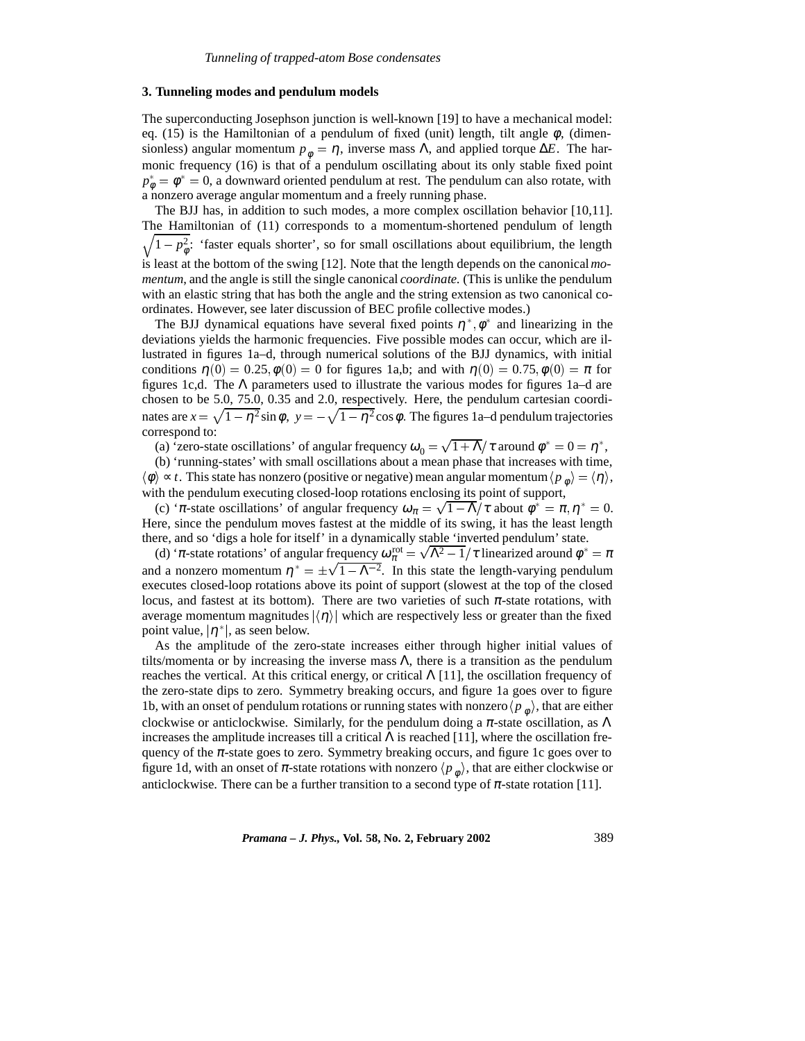## 3. Tunneling modes and pendulum models

The superconducting Josephson junction is well-known [19] to have a mechanical model: eq. (15) is the Hamiltonian of a pendulum of fixed (unit) length, tilt angle $\phi$, (dimensionless) angular momentum $p_\phi = \eta$, inverse mass $\Lambda$, and applied torque $\Delta E$. The harmonic frequency (16) is that of a pendulum oscillating about its only stable fixed point $p^*_\phi = \phi^* = 0$, a downward oriented pendulum at rest. The pendulum can also rotate, with a nonzero average angular momentum and a freely running phase.

The BJJ has, in addition to such modes, a more complex oscillation behavior [10,11]. The Hamiltonian of (11) corresponds to a momentum-shortened pendulum of length $\sqrt{1-p_\phi^2}$: 'faster equals shorter', so for small oscillations about equilibrium, the length is least at the bottom of the swing [12]. Note that the length depends on the canonical *momentum*, and the angle is still the single canonical *coordinate.* (This is unlike the pendulum with an elastic string that has both the angle and the string extension as two canonical coordinates. However, see later discussion of BEC profile collective modes.)

The BJJ dynamical equations have several fixed points $\eta^*, \phi^*$ and linearizing in the deviations yields the harmonic frequencies. Five possible modes can occur, which are illustrated in figures 1a–d, through numerical solutions of the BJJ dynamics, with initial conditions $\eta(0) = 0.25, \phi(0) = 0$ for figures 1a,b; and with $\eta(0) = 0.75, \phi(0) = \pi$ for figures 1c,d. The $\Lambda$ parameters used to illustrate the various modes for figures 1a–d are chosen to be 5.0, 75.0, 0.35 and 2.0, respectively. Here, the pendulum cartesian coordinates are $x = \sqrt{1-\eta^2}\sin\phi,\ y = -\sqrt{1-\eta^2}\cos\phi$. The figures 1a–d pendulum trajectories correspond to:

(a) 'zero-state oscillations' of angular frequency $\omega_0 = \sqrt{1+\Lambda}/\tau$ around $\phi^* = 0 = \eta^*$,

(b) 'running-states' with small oscillations about a mean phase that increases with time, $\langle\phi\rangle \propto t$. This state has nonzero (positive or negative) mean angular momentum $\langle p_\phi\rangle = \langle\eta\rangle$, with the pendulum executing closed-loop rotations enclosing its point of support,

(c) '$\pi$-state oscillations' of angular frequency $\omega_\pi = \sqrt{1-\Lambda}/\tau$ about $\phi^* = \pi, \eta^* = 0$. Here, since the pendulum moves fastest at the middle of its swing, it has the least length there, and so 'digs a hole for itself' in a dynamically stable 'inverted pendulum' state.

(d) '$\pi$-state rotations' of angular frequency $\omega_\pi^{\rm rot} = \sqrt{\Lambda^2-1}/\tau$ linearized around $\phi^* = \pi$ and a nonzero momentum $\eta^* = \pm\sqrt{1-\Lambda^{-2}}$. In this state the length-varying pendulum executes closed-loop rotations above its point of support (slowest at the top of the closed locus, and fastest at its bottom). There are two varieties of such $\pi$-state rotations, with average momentum magnitudes $|\langle\eta\rangle|$ which are respectively less or greater than the fixed point value, $|\eta^*|$, as seen below.

As the amplitude of the zero-state increases either through higher initial values of tilts/momenta or by increasing the inverse mass $\Lambda$, there is a transition as the pendulum reaches the vertical. At this critical energy, or critical $\Lambda$ [11], the oscillation frequency of the zero-state dips to zero. Symmetry breaking occurs, and figure 1a goes over to figure 1b, with an onset of pendulum rotations or running states with nonzero $\langle p_\phi\rangle$, that are either clockwise or anticlockwise. Similarly, for the pendulum doing a $\pi$-state oscillation, as $\Lambda$ increases the amplitude increases till a critical $\Lambda$ is reached [11], where the oscillation frequency of the $\pi$-state goes to zero. Symmetry breaking occurs, and figure 1c goes over to figure 1d, with an onset of $\pi$-state rotations with nonzero $\langle p_\phi\rangle$, that are either clockwise or anticlockwise. There can be a further transition to a second type of $\pi$-state rotation [11].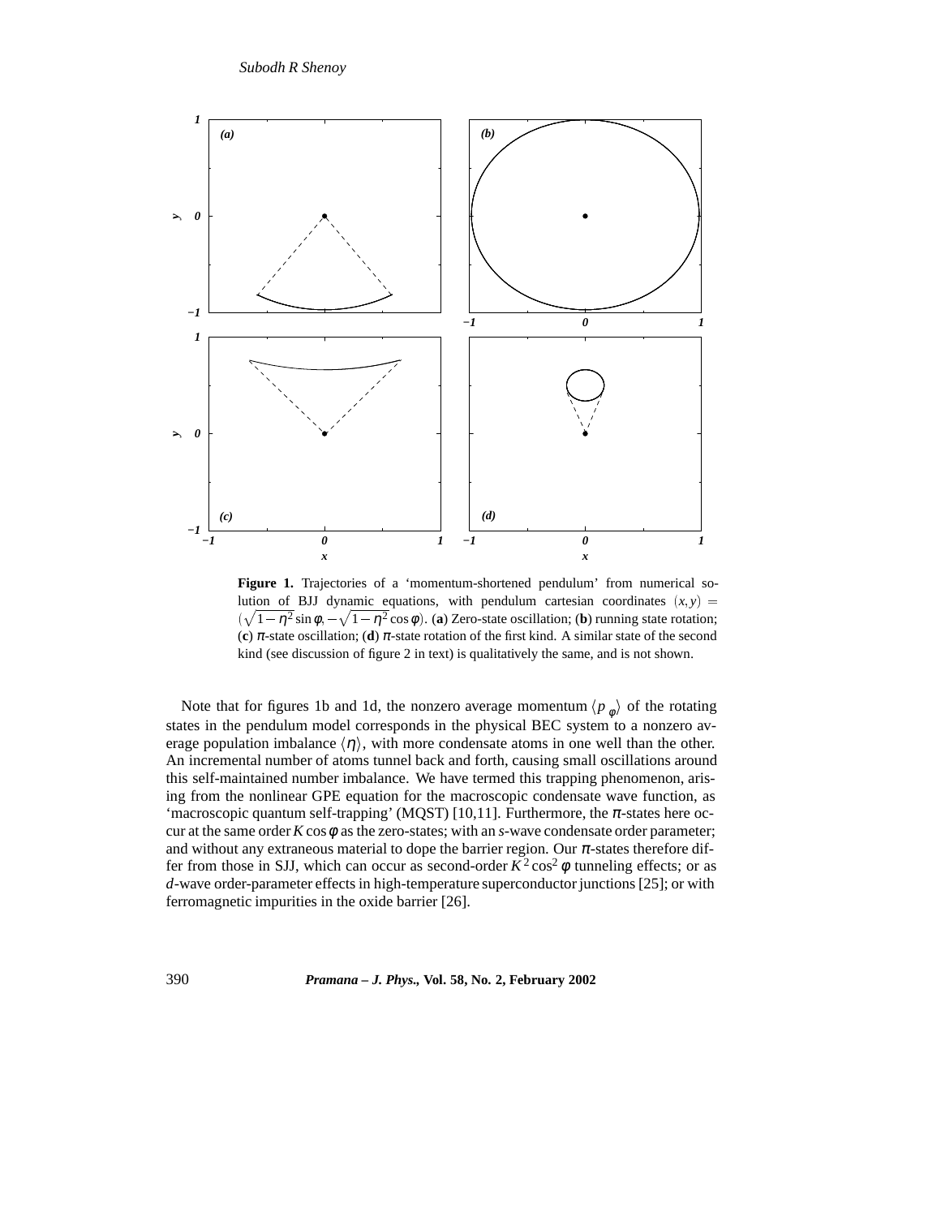**Figure 1.** Trajectories of a 'momentum-shortened pendulum' from numerical solution of BJJ dynamic equations, with pendulum cartesian coordinates $(x,y) = (\sqrt{1-\eta^2}\sin\phi, -\sqrt{1-\eta^2}\cos\phi)$. (**a**) Zero-state oscillation; (**b**) running state rotation; (**c**) $\pi$-state oscillation; (**d**) $\pi$-state rotation of the first kind. A similar state of the second kind (see discussion of figure 2 in text) is qualitatively the same, and is not shown.

Note that for figures 1b and 1d, the nonzero average momentum $\langle p_\phi \rangle$ of the rotating states in the pendulum model corresponds in the physical BEC system to a nonzero average population imbalance $\langle \eta \rangle$, with more condensate atoms in one well than the other. An incremental number of atoms tunnel back and forth, causing small oscillations around this self-maintained number imbalance. We have termed this trapping phenomenon, arising from the nonlinear GPE equation for the macroscopic condensate wave function, as 'macroscopic quantum self-trapping' (MQST) [10,11]. Furthermore, the $\pi$-states here occur at the same order $K\cos\phi$ as the zero-states; with an *s*-wave condensate order parameter; and without any extraneous material to dope the barrier region. Our $\pi$-states therefore differ from those in SJJ, which can occur as second-order $K^2\cos^2\phi$ tunneling effects; or as *d*-wave order-parameter effects in high-temperature superconductor junctions [25]; or with ferromagnetic impurities in the oxide barrier [26].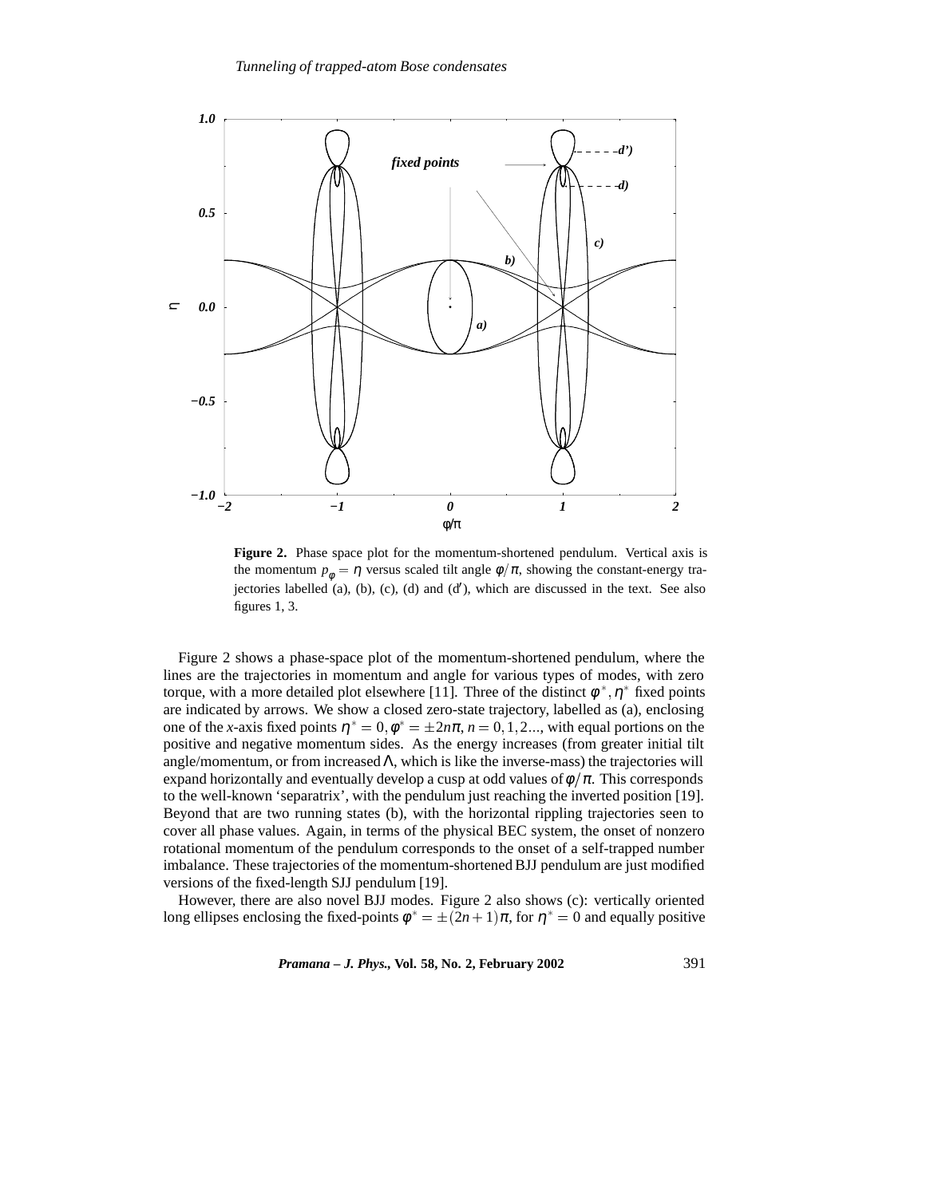**Figure 2.** Phase space plot for the momentum-shortened pendulum. Vertical axis is the momentum $p_\phi = \eta$ versus scaled tilt angle $\phi/\pi$, showing the constant-energy trajectories labelled (a), (b), (c), (d) and (d′), which are discussed in the text. See also figures 1, 3.

Figure 2 shows a phase-space plot of the momentum-shortened pendulum, where the lines are the trajectories in momentum and angle for various types of modes, with zero torque, with a more detailed plot elsewhere [11]. Three of the distinct $\phi^*, \eta^*$ fixed points are indicated by arrows. We show a closed zero-state trajectory, labelled as (a), enclosing one of the $x$-axis fixed points $\eta^* = 0, \phi^* = \pm 2n\pi$, $n = 0, 1, 2...$, with equal portions on the positive and negative momentum sides. As the energy increases (from greater initial tilt angle/momentum, or from increased $\Lambda$, which is like the inverse-mass) the trajectories will expand horizontally and eventually develop a cusp at odd values of $\phi/\pi$. This corresponds to the well-known 'separatrix', with the pendulum just reaching the inverted position [19]. Beyond that are two running states (b), with the horizontal rippling trajectories seen to cover all phase values. Again, in terms of the physical BEC system, the onset of nonzero rotational momentum of the pendulum corresponds to the onset of a self-trapped number imbalance. These trajectories of the momentum-shortened BJJ pendulum are just modified versions of the fixed-length SJJ pendulum [19].

However, there are also novel BJJ modes. Figure 2 also shows (c): vertically oriented long ellipses enclosing the fixed-points $\phi^* = \pm(2n+1)\pi$, for $\eta^* = 0$ and equally positive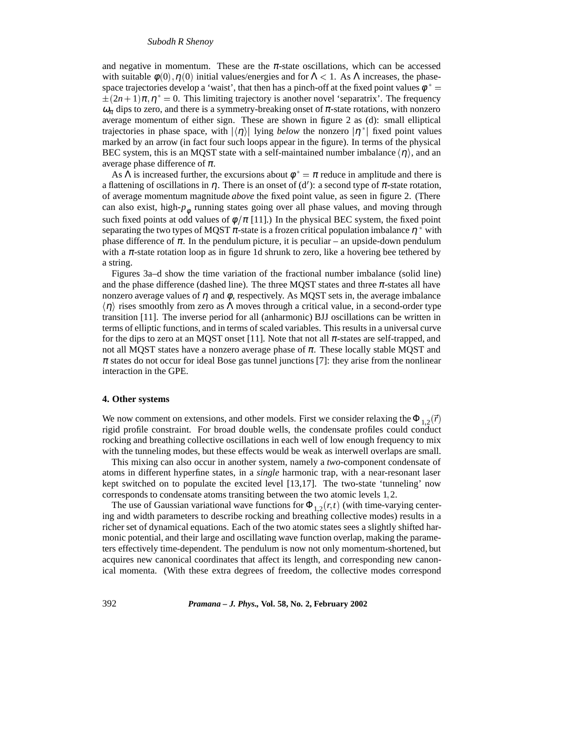and negative in momentum. These are the $\pi$-state oscillations, which can be accessed with suitable $\phi(0), \eta(0)$ initial values/energies and for $\Lambda < 1$. As $\Lambda$ increases, the phase-space trajectories develop a 'waist', that then has a pinch-off at the fixed point values $\phi^* = \pm(2n+1)\pi, \eta^* = 0$. This limiting trajectory is another novel 'separatrix'. The frequency $\omega_\pi$ dips to zero, and there is a symmetry-breaking onset of $\pi$-state rotations, with nonzero average momentum of either sign. These are shown in figure 2 as (d): small elliptical trajectories in phase space, with $|\langle\eta\rangle|$ lying *below* the nonzero $|\eta^*|$ fixed point values marked by an arrow (in fact four such loops appear in the figure). In terms of the physical BEC system, this is an MQST state with a self-maintained number imbalance $\langle\eta\rangle$, and an average phase difference of $\pi$.

As $\Lambda$ is increased further, the excursions about $\phi^* = \pi$ reduce in amplitude and there is a flattening of oscillations in $\eta$. There is an onset of (d$'$): a second type of $\pi$-state rotation, of average momentum magnitude *above* the fixed point value, as seen in figure 2. (There can also exist, high-$p_\phi$ running states going over all phase values, and moving through such fixed points at odd values of $\phi/\pi$ [11].) In the physical BEC system, the fixed point separating the two types of MQST $\pi$-state is a frozen critical population imbalance $\eta^*$ with phase difference of $\pi$. In the pendulum picture, it is peculiar – an upside-down pendulum with a $\pi$-state rotation loop as in figure 1d shrunk to zero, like a hovering bee tethered by a string.

Figures 3a–d show the time variation of the fractional number imbalance (solid line) and the phase difference (dashed line). The three MQST states and three $\pi$-states all have nonzero average values of $\eta$ and $\phi$, respectively. As MQST sets in, the average imbalance $\langle\eta\rangle$ rises smoothly from zero as $\Lambda$ moves through a critical value, in a second-order type transition [11]. The inverse period for all (anharmonic) BJJ oscillations can be written in terms of elliptic functions, and in terms of scaled variables. This results in a universal curve for the dips to zero at an MQST onset [11]. Note that not all $\pi$-states are self-trapped, and not all MQST states have a nonzero average phase of $\pi$. These locally stable MQST and $\pi$ states do not occur for ideal Bose gas tunnel junctions [7]: they arise from the nonlinear interaction in the GPE.

#### 4. Other systems

We now comment on extensions, and other models. First we consider relaxing the $\Phi_{1,2}(\vec{r})$ rigid profile constraint. For broad double wells, the condensate profiles could conduct rocking and breathing collective oscillations in each well of low enough frequency to mix with the tunneling modes, but these effects would be weak as interwell overlaps are small.

This mixing can also occur in another system, namely a *two*-component condensate of atoms in different hyperfine states, in a *single* harmonic trap, with a near-resonant laser kept switched on to populate the excited level [13,17]. The two-state 'tunneling' now corresponds to condensate atoms transiting between the two atomic levels $1, 2$.

The use of Gaussian variational wave functions for $\Phi_{1,2}(r,t)$ (with time-varying centering and width parameters to describe rocking and breathing collective modes) results in a richer set of dynamical equations. Each of the two atomic states sees a slightly shifted harmonic potential, and their large and oscillating wave function overlap, making the parameters effectively time-dependent. The pendulum is now not only momentum-shortened, but acquires new canonical coordinates that affect its length, and corresponding new canonical momenta. (With these extra degrees of freedom, the collective modes correspond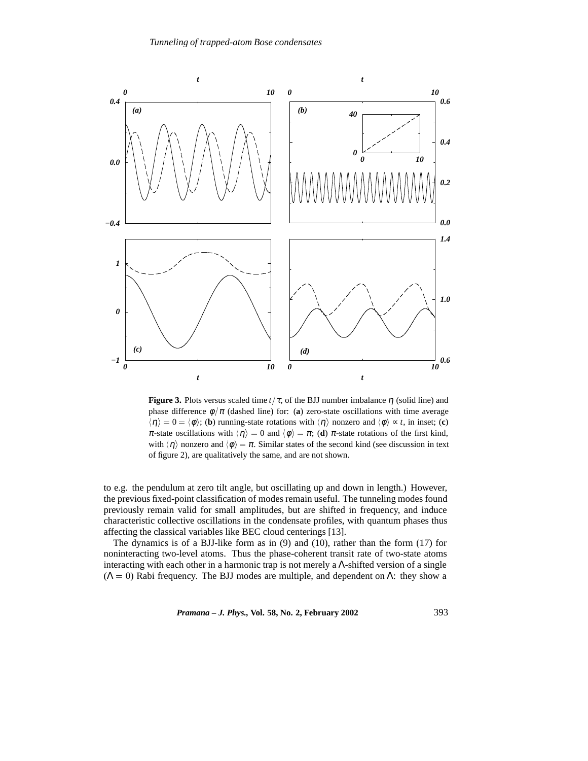**Figure 3.** Plots versus scaled time $t/\tau$, of the BJJ number imbalance $\eta$ (solid line) and phase difference $\phi/\pi$ (dashed line) for: (**a**) zero-state oscillations with time average $\langle\eta\rangle = 0 = \langle\phi\rangle$; (**b**) running-state rotations with $\langle\eta\rangle$ nonzero and $\langle\phi\rangle \propto t$, in inset; (**c**) $\pi$-state oscillations with $\langle\eta\rangle = 0$ and $\langle\phi\rangle = \pi$; (**d**) $\pi$-state rotations of the first kind, with $\langle\eta\rangle$ nonzero and $\langle\phi\rangle = \pi$. Similar states of the second kind (see discussion in text of figure 2), are qualitatively the same, and are not shown.

to e.g. the pendulum at zero tilt angle, but oscillating up and down in length.) However, the previous fixed-point classification of modes remain useful. The tunneling modes found previously remain valid for small amplitudes, but are shifted in frequency, and induce characteristic collective oscillations in the condensate profiles, with quantum phases thus affecting the classical variables like BEC cloud centerings [13].

The dynamics is of a BJJ-like form as in (9) and (10), rather than the form (17) for noninteracting two-level atoms. Thus the phase-coherent transit rate of two-state atoms interacting with each other in a harmonic trap is not merely a $\Lambda$-shifted version of a single ($\Lambda = 0$) Rabi frequency. The BJJ modes are multiple, and dependent on $\Lambda$: they show a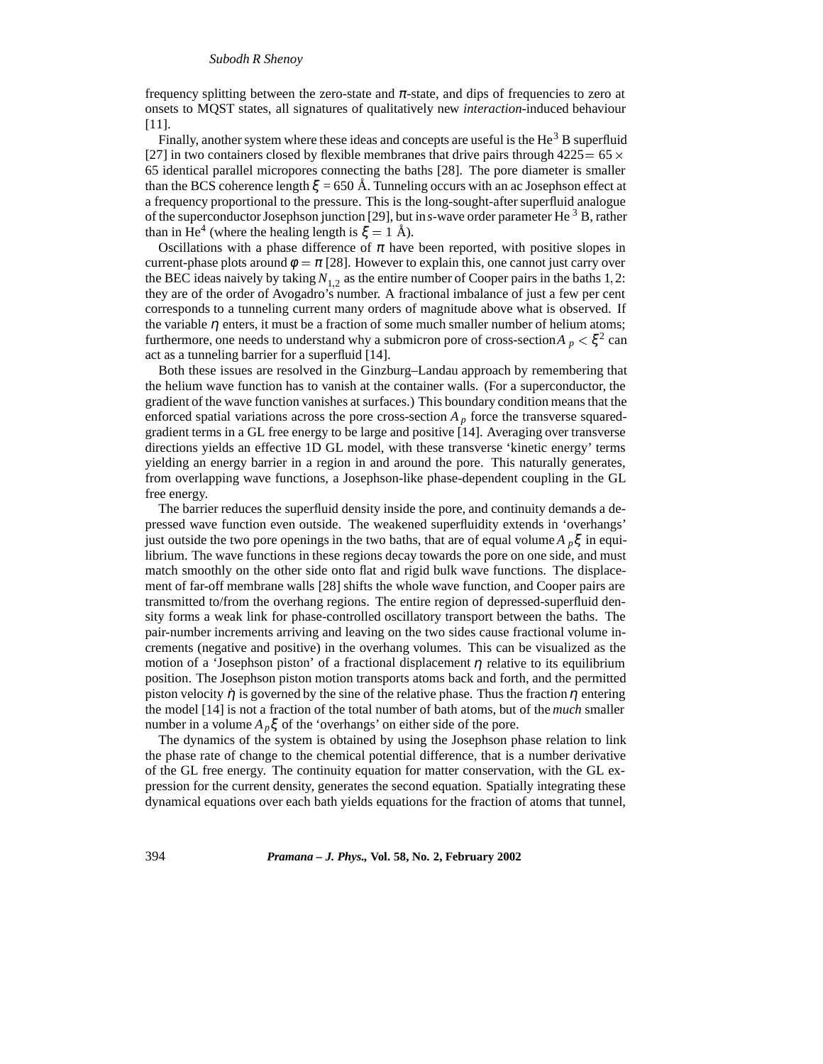frequency splitting between the zero-state and $\pi$-state, and dips of frequencies to zero at onsets to MQST states, all signatures of qualitatively new *interaction*-induced behaviour [11].

Finally, another system where these ideas and concepts are useful is the $He^3$ B superfluid [27] in two containers closed by flexible membranes that drive pairs through $4225 = 65 \times 65$ identical parallel micropores connecting the baths [28]. The pore diameter is smaller than the BCS coherence length $\xi = 650$ Å. Tunneling occurs with an ac Josephson effect at a frequency proportional to the pressure. This is the long-sought-after superfluid analogue of the superconductor Josephson junction [29], but in *s*-wave order parameter $He^3$ B, rather than in $He^4$ (where the healing length is $\xi = 1$ Å).

Oscillations with a phase difference of $\pi$ have been reported, with positive slopes in current-phase plots around $\phi = \pi$ [28]. However to explain this, one cannot just carry over the BEC ideas naively by taking $N_{1,2}$ as the entire number of Cooper pairs in the baths $1, 2$: they are of the order of Avogadro's number. A fractional imbalance of just a few per cent corresponds to a tunneling current many orders of magnitude above what is observed. If the variable $\eta$ enters, it must be a fraction of some much smaller number of helium atoms; furthermore, one needs to understand why a submicron pore of cross-section $A_p < \xi^2$ can act as a tunneling barrier for a superfluid [14].

Both these issues are resolved in the Ginzburg–Landau approach by remembering that the helium wave function has to vanish at the container walls. (For a superconductor, the gradient of the wave function vanishes at surfaces.) This boundary condition means that the enforced spatial variations across the pore cross-section $A_p$ force the transverse squared-gradient terms in a GL free energy to be large and positive [14]. Averaging over transverse directions yields an effective 1D GL model, with these transverse 'kinetic energy' terms yielding an energy barrier in a region in and around the pore. This naturally generates, from overlapping wave functions, a Josephson-like phase-dependent coupling in the GL free energy.

The barrier reduces the superfluid density inside the pore, and continuity demands a depressed wave function even outside. The weakened superfluidity extends in 'overhangs' just outside the two pore openings in the two baths, that are of equal volume $A_p\xi$ in equilibrium. The wave functions in these regions decay towards the pore on one side, and must match smoothly on the other side onto flat and rigid bulk wave functions. The displacement of far-off membrane walls [28] shifts the whole wave function, and Cooper pairs are transmitted to/from the overhang regions. The entire region of depressed-superfluid density forms a weak link for phase-controlled oscillatory transport between the baths. The pair-number increments arriving and leaving on the two sides cause fractional volume increments (negative and positive) in the overhang volumes. This can be visualized as the motion of a 'Josephson piston' of a fractional displacement $\eta$ relative to its equilibrium position. The Josephson piston motion transports atoms back and forth, and the permitted piston velocity $\dot{\eta}$ is governed by the sine of the relative phase. Thus the fraction $\eta$ entering the model [14] is not a fraction of the total number of bath atoms, but of the *much* smaller number in a volume $A_p\xi$ of the 'overhangs' on either side of the pore.

The dynamics of the system is obtained by using the Josephson phase relation to link the phase rate of change to the chemical potential difference, that is a number derivative of the GL free energy. The continuity equation for matter conservation, with the GL expression for the current density, generates the second equation. Spatially integrating these dynamical equations over each bath yields equations for the fraction of atoms that tunnel,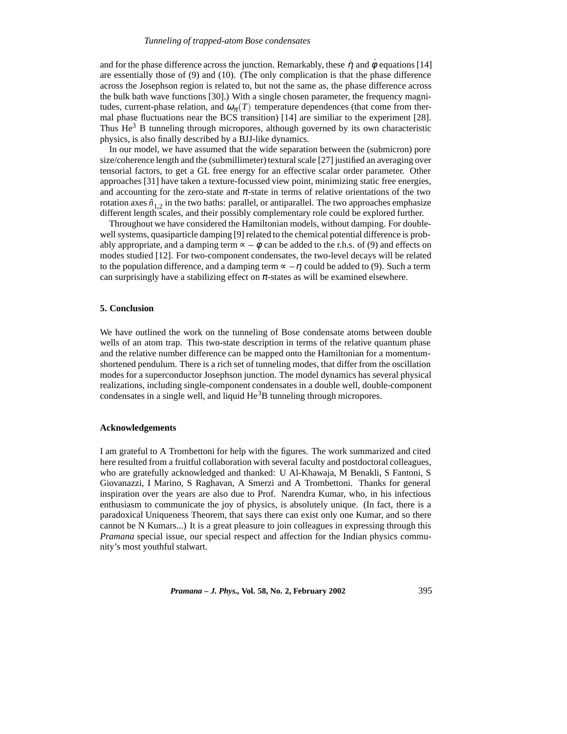and for the phase difference across the junction. Remarkably, these $\dot{\eta}$ and $\dot{\phi}$ equations [14] are essentially those of (9) and (10). (The only complication is that the phase difference across the Josephson region is related to, but not the same as, the phase difference across the bulk bath wave functions [30].) With a single chosen parameter, the frequency magnitudes, current-phase relation, and $\omega_{\pi}(T)$ temperature dependences (that come from thermal phase fluctuations near the BCS transition) [14] are similiar to the experiment [28]. Thus $He^3$ B tunneling through micropores, although governed by its own characteristic physics, is also finally described by a BJJ-like dynamics.

In our model, we have assumed that the wide separation between the (submicron) pore size/coherence length and the (submillimeter) textural scale [27] justified an averaging over tensorial factors, to get a GL free energy for an effective scalar order parameter. Other approaches [31] have taken a texture-focussed view point, minimizing static free energies, and accounting for the zero-state and $\pi$-state in terms of relative orientations of the two rotation axes $\hat{n}_{1,2}$ in the two baths: parallel, or antiparallel. The two approaches emphasize different length scales, and their possibly complementary role could be explored further.

Throughout we have considered the Hamiltonian models, without damping. For double-well systems, quasiparticle damping [9] related to the chemical potential difference is probably appropriate, and a damping term $\propto -\dot{\phi}$ can be added to the r.h.s. of (9) and effects on modes studied [12]. For two-component condensates, the two-level decays will be related to the population difference, and a damping term $\propto -\eta$ could be added to (9). Such a term can surprisingly have a stabilizing effect on $\pi$-states as will be examined elsewhere.

## 5. Conclusion

We have outlined the work on the tunneling of Bose condensate atoms between double wells of an atom trap. This two-state description in terms of the relative quantum phase and the relative number difference can be mapped onto the Hamiltonian for a momentum-shortened pendulum. There is a rich set of tunneling modes, that differ from the oscillation modes for a superconductor Josephson junction. The model dynamics has several physical realizations, including single-component condensates in a double well, double-component condensates in a single well, and liquid $He^3$B tunneling through micropores.

## Acknowledgements

I am grateful to A Trombettoni for help with the figures. The work summarized and cited here resulted from a fruitful collaboration with several faculty and postdoctoral colleagues, who are gratefully acknowledged and thanked: U Al-Khawaja, M Benakli, S Fantoni, S Giovanazzi, I Marino, S Raghavan, A Smerzi and A Trombettoni. Thanks for general inspiration over the years are also due to Prof. Narendra Kumar, who, in his infectious enthusiasm to communicate the joy of physics, is absolutely unique. (In fact, there is a paradoxical Uniqueness Theorem, that says there can exist only one Kumar, and so there cannot be N Kumars...) It is a great pleasure to join colleagues in expressing through this *Pramana* special issue, our special respect and affection for the Indian physics community's most youthful stalwart.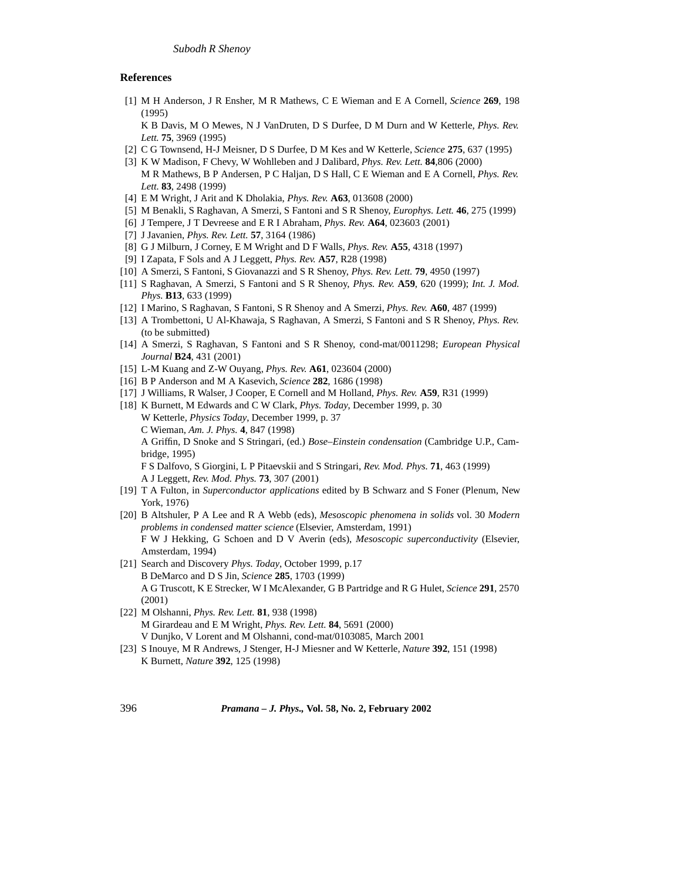## References

[1] M H Anderson, J R Ensher, M R Mathews, C E Wieman and E A Cornell, *Science* **269**, 198 (1995)
K B Davis, M O Mewes, N J VanDruten, D S Durfee, D M Durn and W Ketterle, *Phys. Rev. Lett.* **75**, 3969 (1995)

[2] C G Townsend, H-J Meisner, D S Durfee, D M Kes and W Ketterle, *Science* **275**, 637 (1995)

[3] K W Madison, F Chevy, W Wohlleben and J Dalibard, *Phys. Rev. Lett.* **84**,806 (2000)
M R Mathews, B P Andersen, P C Haljan, D S Hall, C E Wieman and E A Cornell, *Phys. Rev. Lett.* **83**, 2498 (1999)

[4] E M Wright, J Arit and K Dholakia, *Phys. Rev.* **A63**, 013608 (2000)

[5] M Benakli, S Raghavan, A Smerzi, S Fantoni and S R Shenoy, *Europhys. Lett.* **46**, 275 (1999)

[6] J Tempere, J T Devreese and E R I Abraham, *Phys. Rev.* **A64**, 023603 (2001)

[7] J Javanien, *Phys. Rev. Lett.* **57**, 3164 (1986)

[8] G J Milburn, J Corney, E M Wright and D F Walls, *Phys. Rev.* **A55**, 4318 (1997)

[9] I Zapata, F Sols and A J Leggett, *Phys. Rev.* **A57**, R28 (1998)

[10] A Smerzi, S Fantoni, S Giovanazzi and S R Shenoy, *Phys. Rev. Lett.* **79**, 4950 (1997)

[11] S Raghavan, A Smerzi, S Fantoni and S R Shenoy, *Phys. Rev.* **A59**, 620 (1999); *Int. J. Mod. Phys.* **B13**, 633 (1999)

[12] I Marino, S Raghavan, S Fantoni, S R Shenoy and A Smerzi, *Phys. Rev.* **A60**, 487 (1999)

[13] A Trombettoni, U Al-Khawaja, S Raghavan, A Smerzi, S Fantoni and S R Shenoy, *Phys. Rev.* (to be submitted)

[14] A Smerzi, S Raghavan, S Fantoni and S R Shenoy, cond-mat/0011298; *European Physical Journal* **B24**, 431 (2001)

[15] L-M Kuang and Z-W Ouyang, *Phys. Rev.* **A61**, 023604 (2000)

[16] B P Anderson and M A Kasevich, *Science* **282**, 1686 (1998)

[17] J Williams, R Walser, J Cooper, E Cornell and M Holland, *Phys. Rev.* **A59**, R31 (1999)

[18] K Burnett, M Edwards and C W Clark, *Phys. Today*, December 1999, p. 30
W Ketterle, *Physics Today*, December 1999, p. 37
C Wieman, *Am. J. Phys.* **4**, 847 (1998)
A Griffin, D Snoke and S Stringari, (ed.) *Bose–Einstein condensation* (Cambridge U.P., Cambridge, 1995)
F S Dalfovo, S Giorgini, L P Pitaevskii and S Stringari, *Rev. Mod. Phys.* **71**, 463 (1999)
A J Leggett, *Rev. Mod. Phys.* **73**, 307 (2001)

[19] T A Fulton, in *Superconductor applications* edited by B Schwarz and S Foner (Plenum, New York, 1976)

[20] B Altshuler, P A Lee and R A Webb (eds), *Mesoscopic phenomena in solids* vol. 30 *Modern problems in condensed matter science* (Elsevier, Amsterdam, 1991)
F W J Hekking, G Schoen and D V Averin (eds), *Mesoscopic superconductivity* (Elsevier, Amsterdam, 1994)

[21] Search and Discovery *Phys. Today*, October 1999, p.17
B DeMarco and D S Jin, *Science* **285**, 1703 (1999)
A G Truscott, K E Strecker, W I McAlexander, G B Partridge and R G Hulet, *Science* **291**, 2570 (2001)

[22] M Olshanni, *Phys. Rev. Lett.* **81**, 938 (1998)
M Girardeau and E M Wright, *Phys. Rev. Lett.* **84**, 5691 (2000)
V Dunjko, V Lorent and M Olshanni, cond-mat/0103085, March 2001

[23] S Inouye, M R Andrews, J Stenger, H-J Miesner and W Ketterle, *Nature* **392**, 151 (1998)
K Burnett, *Nature* **392**, 125 (1998)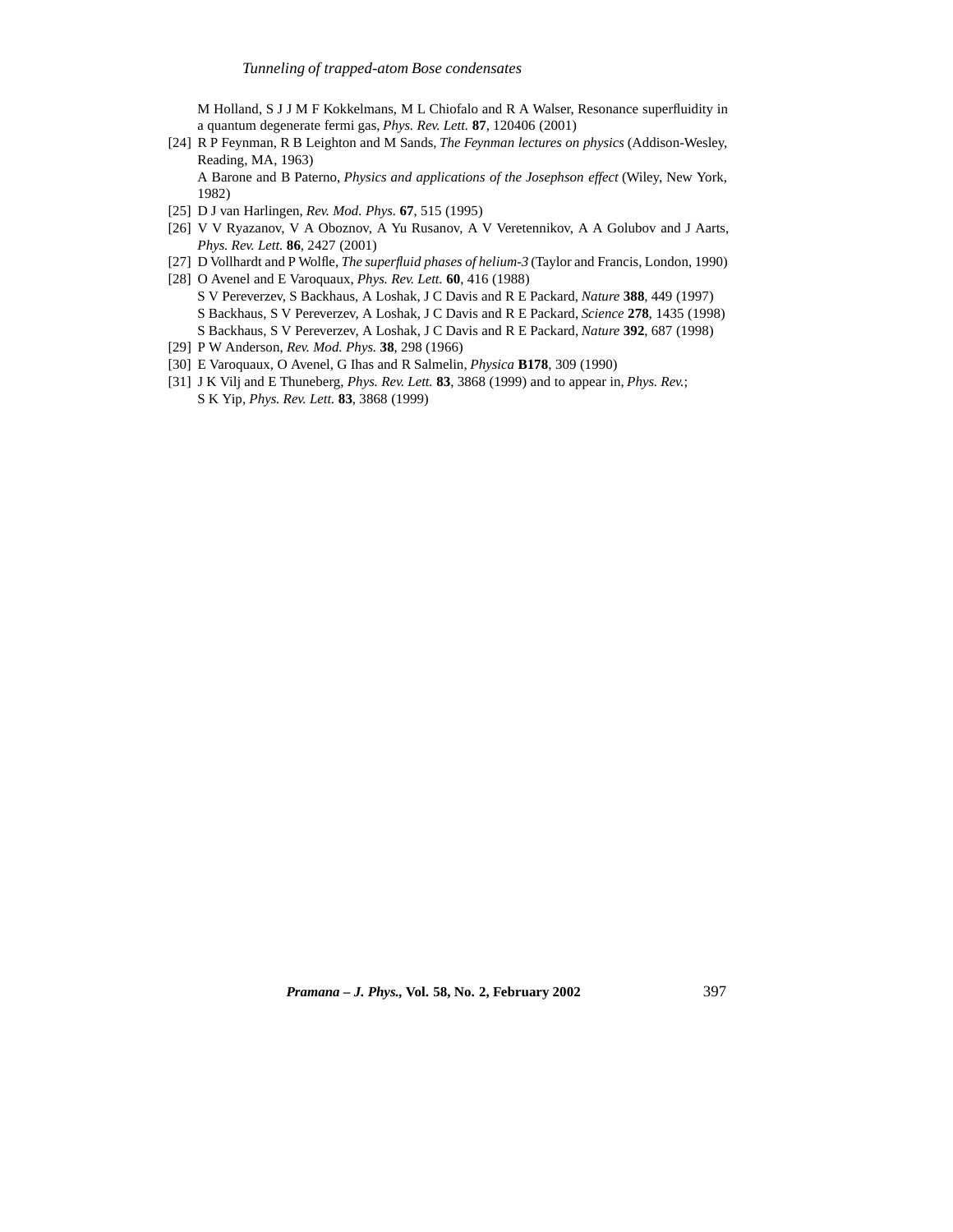M Holland, S J J M F Kokkelmans, M L Chiofalo and R A Walser, Resonance superfluidity in a quantum degenerate fermi gas, *Phys. Rev. Lett.* **87**, 120406 (2001)

[24] R P Feynman, R B Leighton and M Sands, *The Feynman lectures on physics* (Addison-Wesley, Reading, MA, 1963)
A Barone and B Paterno, *Physics and applications of the Josephson effect* (Wiley, New York, 1982)

[25] D J van Harlingen, *Rev. Mod. Phys.* **67**, 515 (1995)

[26] V V Ryazanov, V A Oboznov, A Yu Rusanov, A V Veretennikov, A A Golubov and J Aarts, *Phys. Rev. Lett.* **86**, 2427 (2001)

[27] D Vollhardt and P Wolfle, *The superfluid phases of helium-3* (Taylor and Francis, London, 1990)

[28] O Avenel and E Varoquaux, *Phys. Rev. Lett.* **60**, 416 (1988)
S V Pereverzev, S Backhaus, A Loshak, J C Davis and R E Packard, *Nature* **388**, 449 (1997)
S Backhaus, S V Pereverzev, A Loshak, J C Davis and R E Packard, *Science* **278**, 1435 (1998)
S Backhaus, S V Pereverzev, A Loshak, J C Davis and R E Packard, *Nature* **392**, 687 (1998)

[29] P W Anderson, *Rev. Mod. Phys.* **38**, 298 (1966)

[30] E Varoquaux, O Avenel, G Ihas and R Salmelin, *Physica* **B178**, 309 (1990)

[31] J K Vilj and E Thuneberg, *Phys. Rev. Lett.* **83**, 3868 (1999) and to appear in, *Phys. Rev.*;
S K Yip, *Phys. Rev. Lett.* **83**, 3868 (1999)